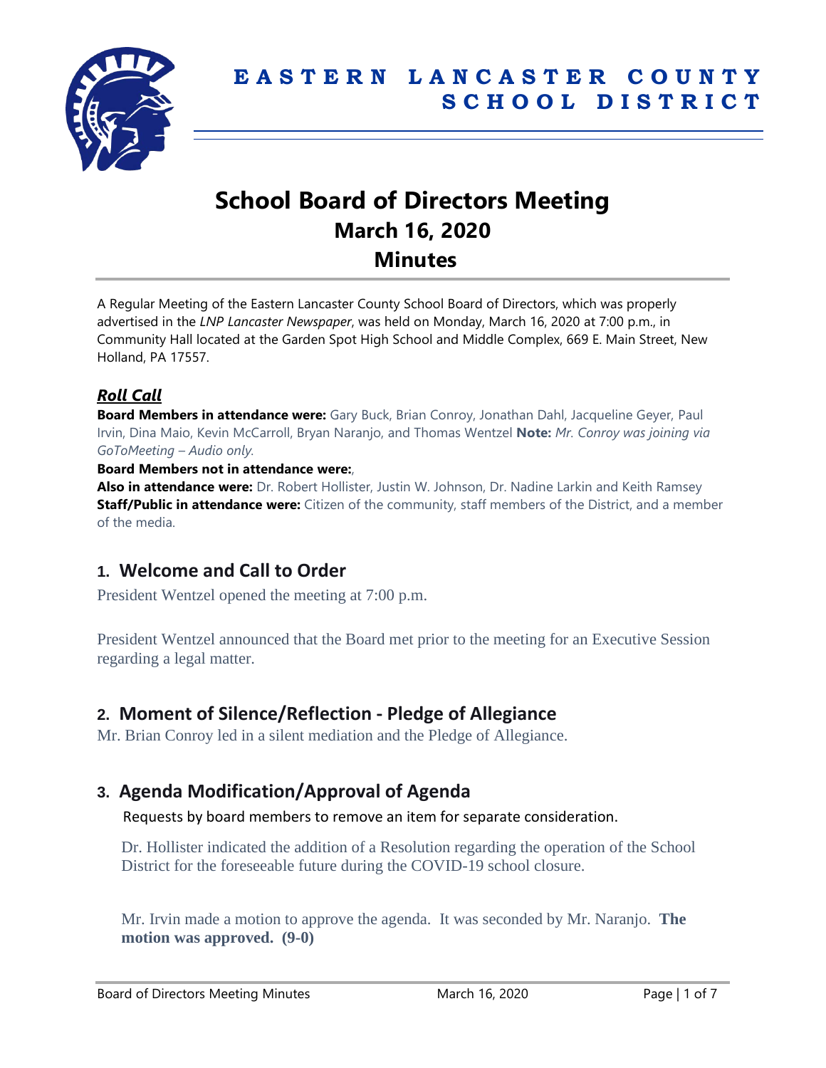# EASTERN LANCASTER COUNTY SCHOOL DISTRICT

# School Board of Directors Meeting
## March 16, 2020
## Minutes

A Regular Meeting of the Eastern Lancaster County School Board of Directors, which was properly advertised in the *LNP Lancaster Newspaper*, was held on Monday, March 16, 2020 at 7:00 p.m., in Community Hall located at the Garden Spot High School and Middle Complex, 669 E. Main Street, New Holland, PA 17557.

### *Roll Call*

**Board Members in attendance were:** Gary Buck, Brian Conroy, Jonathan Dahl, Jacqueline Geyer, Paul Irvin, Dina Maio, Kevin McCarroll, Bryan Naranjo, and Thomas Wentzel **Note:** *Mr. Conroy was joining via GoToMeeting – Audio only.*

**Board Members not in attendance were:**,

**Also in attendance were:** Dr. Robert Hollister, Justin W. Johnson, Dr. Nadine Larkin and Keith Ramsey

**Staff/Public in attendance were:** Citizen of the community, staff members of the District, and a member of the media.

## 1. Welcome and Call to Order

President Wentzel opened the meeting at 7:00 p.m.

President Wentzel announced that the Board met prior to the meeting for an Executive Session regarding a legal matter.

## 2. Moment of Silence/Reflection - Pledge of Allegiance

Mr. Brian Conroy led in a silent mediation and the Pledge of Allegiance.

## 3. Agenda Modification/Approval of Agenda

Requests by board members to remove an item for separate consideration.

Dr. Hollister indicated the addition of a Resolution regarding the operation of the School District for the foreseeable future during the COVID-19 school closure.

Mr. Irvin made a motion to approve the agenda. It was seconded by Mr. Naranjo. **The motion was approved. (9-0)**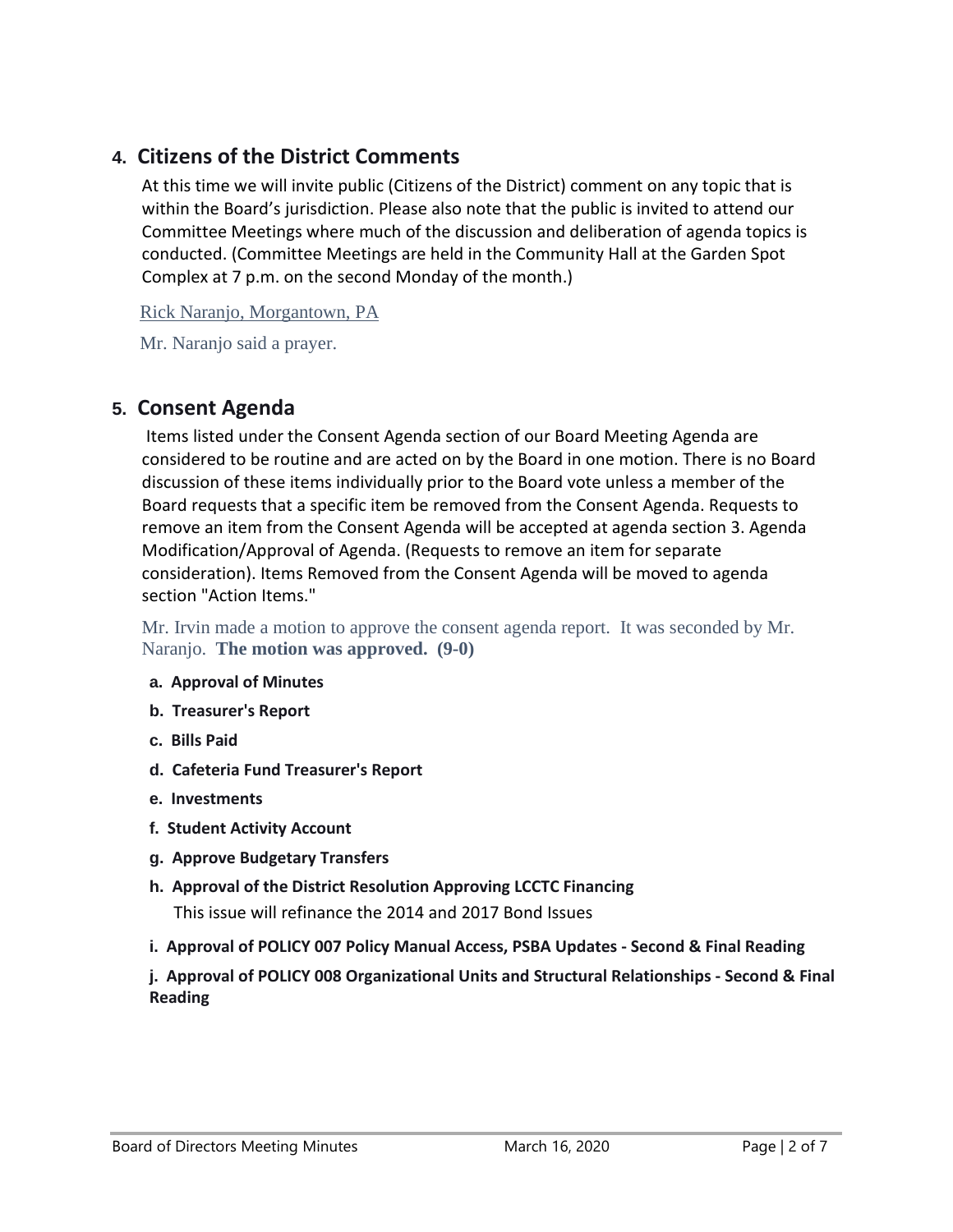## 4. Citizens of the District Comments

At this time we will invite public (Citizens of the District) comment on any topic that is within the Board's jurisdiction. Please also note that the public is invited to attend our Committee Meetings where much of the discussion and deliberation of agenda topics is conducted. (Committee Meetings are held in the Community Hall at the Garden Spot Complex at 7 p.m. on the second Monday of the month.)

Rick Naranjo, Morgantown, PA

Mr. Naranjo said a prayer.

## 5. Consent Agenda

Items listed under the Consent Agenda section of our Board Meeting Agenda are considered to be routine and are acted on by the Board in one motion. There is no Board discussion of these items individually prior to the Board vote unless a member of the Board requests that a specific item be removed from the Consent Agenda. Requests to remove an item from the Consent Agenda will be accepted at agenda section 3. Agenda Modification/Approval of Agenda. (Requests to remove an item for separate consideration). Items Removed from the Consent Agenda will be moved to agenda section "Action Items."

Mr. Irvin made a motion to approve the consent agenda report. It was seconded by Mr. Naranjo. **The motion was approved. (9-0)**

- **a. Approval of Minutes**
- **b. Treasurer's Report**
- **c. Bills Paid**
- **d. Cafeteria Fund Treasurer's Report**
- **e. Investments**
- **f. Student Activity Account**
- **g. Approve Budgetary Transfers**
- **h. Approval of the District Resolution Approving LCCTC Financing**

  This issue will refinance the 2014 and 2017 Bond Issues

- **i. Approval of POLICY 007 Policy Manual Access, PSBA Updates - Second & Final Reading**
- **j. Approval of POLICY 008 Organizational Units and Structural Relationships - Second & Final Reading**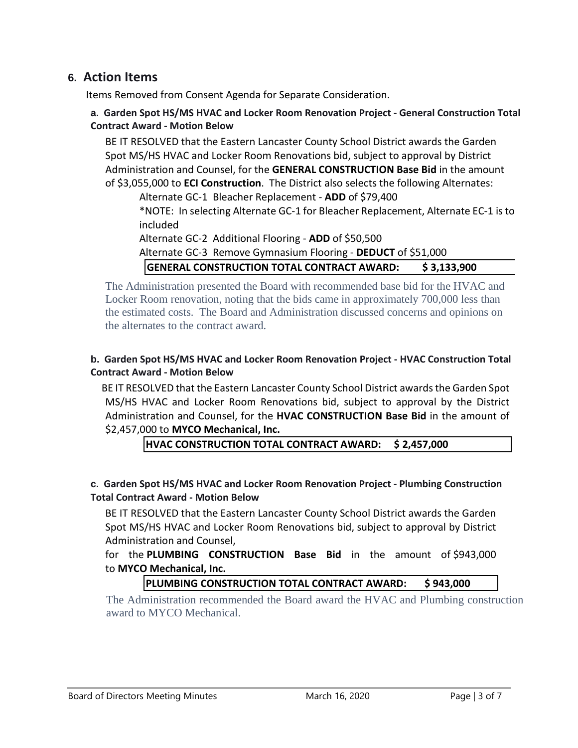## 6. Action Items

Items Removed from Consent Agenda for Separate Consideration.

### a. Garden Spot HS/MS HVAC and Locker Room Renovation Project - General Construction Total Contract Award - Motion Below

BE IT RESOLVED that the Eastern Lancaster County School District awards the Garden Spot MS/HS HVAC and Locker Room Renovations bid, subject to approval by District Administration and Counsel, for the **GENERAL CONSTRUCTION Base Bid** in the amount of $3,055,000 to **ECI Construction**. The District also selects the following Alternates:

Alternate GC-1 Bleacher Replacement - **ADD** of $79,400

*NOTE: In selecting Alternate GC-1 for Bleacher Replacement, Alternate EC-1 is to included

Alternate GC-2 Additional Flooring - **ADD** of $50,500

Alternate GC-3 Remove Gymnasium Flooring - **DEDUCT** of $51,000

**GENERAL CONSTRUCTION TOTAL CONTRACT AWARD: $ 3,133,900**

The Administration presented the Board with recommended base bid for the HVAC and Locker Room renovation, noting that the bids came in approximately 700,000 less than the estimated costs. The Board and Administration discussed concerns and opinions on the alternates to the contract award.

### b. Garden Spot HS/MS HVAC and Locker Room Renovation Project - HVAC Construction Total Contract Award - Motion Below

BE IT RESOLVED that the Eastern Lancaster County School District awards the Garden Spot MS/HS HVAC and Locker Room Renovations bid, subject to approval by the District Administration and Counsel, for the **HVAC CONSTRUCTION Base Bid** in the amount of $2,457,000 to **MYCO Mechanical, Inc.**

**HVAC CONSTRUCTION TOTAL CONTRACT AWARD: $ 2,457,000**

### c. Garden Spot HS/MS HVAC and Locker Room Renovation Project - Plumbing Construction Total Contract Award - Motion Below

BE IT RESOLVED that the Eastern Lancaster County School District awards the Garden Spot MS/HS HVAC and Locker Room Renovations bid, subject to approval by District Administration and Counsel,

for the **PLUMBING CONSTRUCTION Base Bid** in the amount of $943,000 to **MYCO Mechanical, Inc.**

**PLUMBING CONSTRUCTION TOTAL CONTRACT AWARD: $ 943,000**

The Administration recommended the Board award the HVAC and Plumbing construction award to MYCO Mechanical.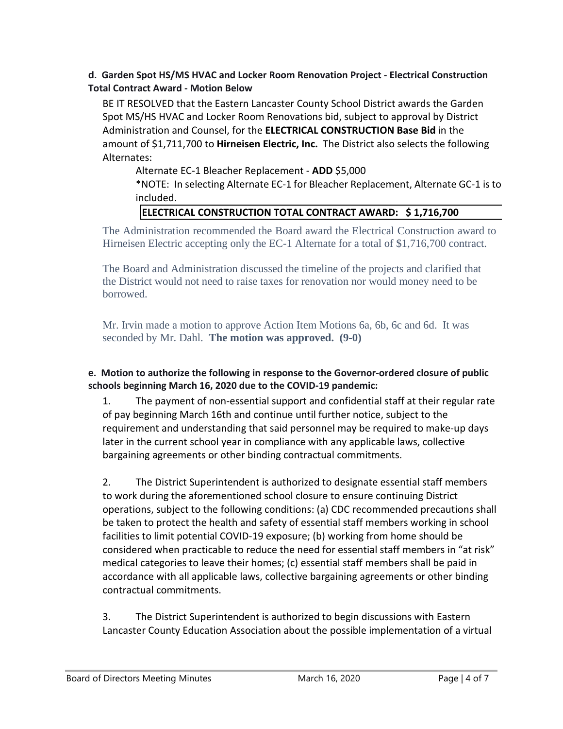**d. Garden Spot HS/MS HVAC and Locker Room Renovation Project - Electrical Construction Total Contract Award - Motion Below**

BE IT RESOLVED that the Eastern Lancaster County School District awards the Garden Spot MS/HS HVAC and Locker Room Renovations bid, subject to approval by District Administration and Counsel, for the **ELECTRICAL CONSTRUCTION Base Bid** in the amount of $1,711,700 to **Hirneisen Electric, Inc.** The District also selects the following Alternates:

Alternate EC-1 Bleacher Replacement - **ADD** $5,000

*NOTE: In selecting Alternate EC-1 for Bleacher Replacement, Alternate GC-1 is to included.

**ELECTRICAL CONSTRUCTION TOTAL CONTRACT AWARD: $ 1,716,700**

The Administration recommended the Board award the Electrical Construction award to Hirneisen Electric accepting only the EC-1 Alternate for a total of $1,716,700 contract.

The Board and Administration discussed the timeline of the projects and clarified that the District would not need to raise taxes for renovation nor would money need to be borrowed.

Mr. Irvin made a motion to approve Action Item Motions 6a, 6b, 6c and 6d. It was seconded by Mr. Dahl. **The motion was approved. (9-0)**

**e. Motion to authorize the following in response to the Governor-ordered closure of public schools beginning March 16, 2020 due to the COVID-19 pandemic:**

1. The payment of non-essential support and confidential staff at their regular rate of pay beginning March 16th and continue until further notice, subject to the requirement and understanding that said personnel may be required to make-up days later in the current school year in compliance with any applicable laws, collective bargaining agreements or other binding contractual commitments.

2. The District Superintendent is authorized to designate essential staff members to work during the aforementioned school closure to ensure continuing District operations, subject to the following conditions: (a) CDC recommended precautions shall be taken to protect the health and safety of essential staff members working in school facilities to limit potential COVID-19 exposure; (b) working from home should be considered when practicable to reduce the need for essential staff members in "at risk" medical categories to leave their homes; (c) essential staff members shall be paid in accordance with all applicable laws, collective bargaining agreements or other binding contractual commitments.

3. The District Superintendent is authorized to begin discussions with Eastern Lancaster County Education Association about the possible implementation of a virtual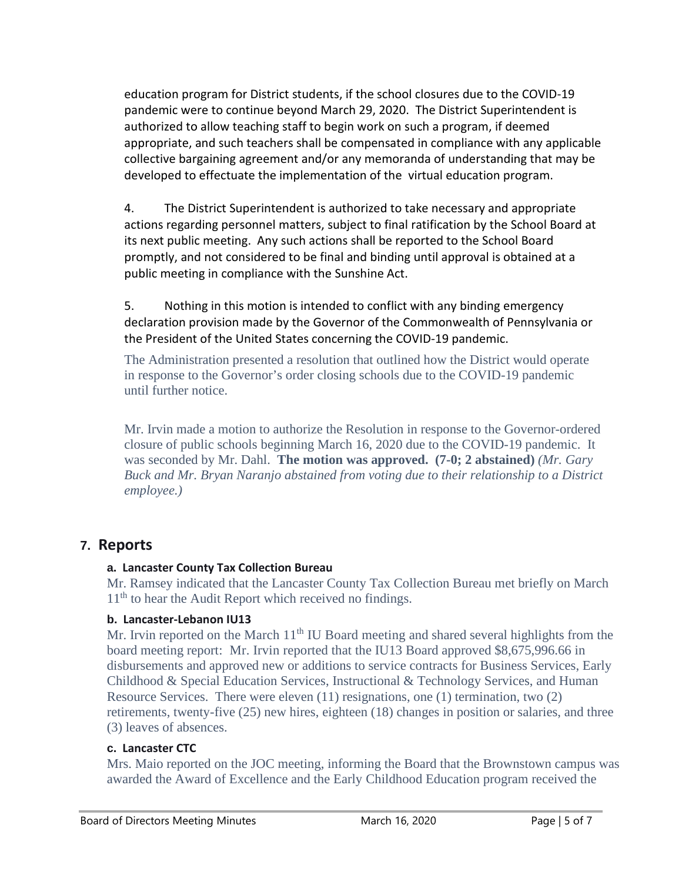education program for District students, if the school closures due to the COVID-19 pandemic were to continue beyond March 29, 2020. The District Superintendent is authorized to allow teaching staff to begin work on such a program, if deemed appropriate, and such teachers shall be compensated in compliance with any applicable collective bargaining agreement and/or any memoranda of understanding that may be developed to effectuate the implementation of the virtual education program.

4. The District Superintendent is authorized to take necessary and appropriate actions regarding personnel matters, subject to final ratification by the School Board at its next public meeting. Any such actions shall be reported to the School Board promptly, and not considered to be final and binding until approval is obtained at a public meeting in compliance with the Sunshine Act.

5. Nothing in this motion is intended to conflict with any binding emergency declaration provision made by the Governor of the Commonwealth of Pennsylvania or the President of the United States concerning the COVID-19 pandemic.

The Administration presented a resolution that outlined how the District would operate in response to the Governor's order closing schools due to the COVID-19 pandemic until further notice.

Mr. Irvin made a motion to authorize the Resolution in response to the Governor-ordered closure of public schools beginning March 16, 2020 due to the COVID-19 pandemic. It was seconded by Mr. Dahl. **The motion was approved. (7-0; 2 abstained)** *(Mr. Gary Buck and Mr. Bryan Naranjo abstained from voting due to their relationship to a District employee.)*

## 7. Reports

### a. Lancaster County Tax Collection Bureau

Mr. Ramsey indicated that the Lancaster County Tax Collection Bureau met briefly on March 11th to hear the Audit Report which received no findings.

### b. Lancaster-Lebanon IU13

Mr. Irvin reported on the March 11th IU Board meeting and shared several highlights from the board meeting report: Mr. Irvin reported that the IU13 Board approved $8,675,996.66 in disbursements and approved new or additions to service contracts for Business Services, Early Childhood & Special Education Services, Instructional & Technology Services, and Human Resource Services. There were eleven (11) resignations, one (1) termination, two (2) retirements, twenty-five (25) new hires, eighteen (18) changes in position or salaries, and three (3) leaves of absences.

### c. Lancaster CTC

Mrs. Maio reported on the JOC meeting, informing the Board that the Brownstown campus was awarded the Award of Excellence and the Early Childhood Education program received the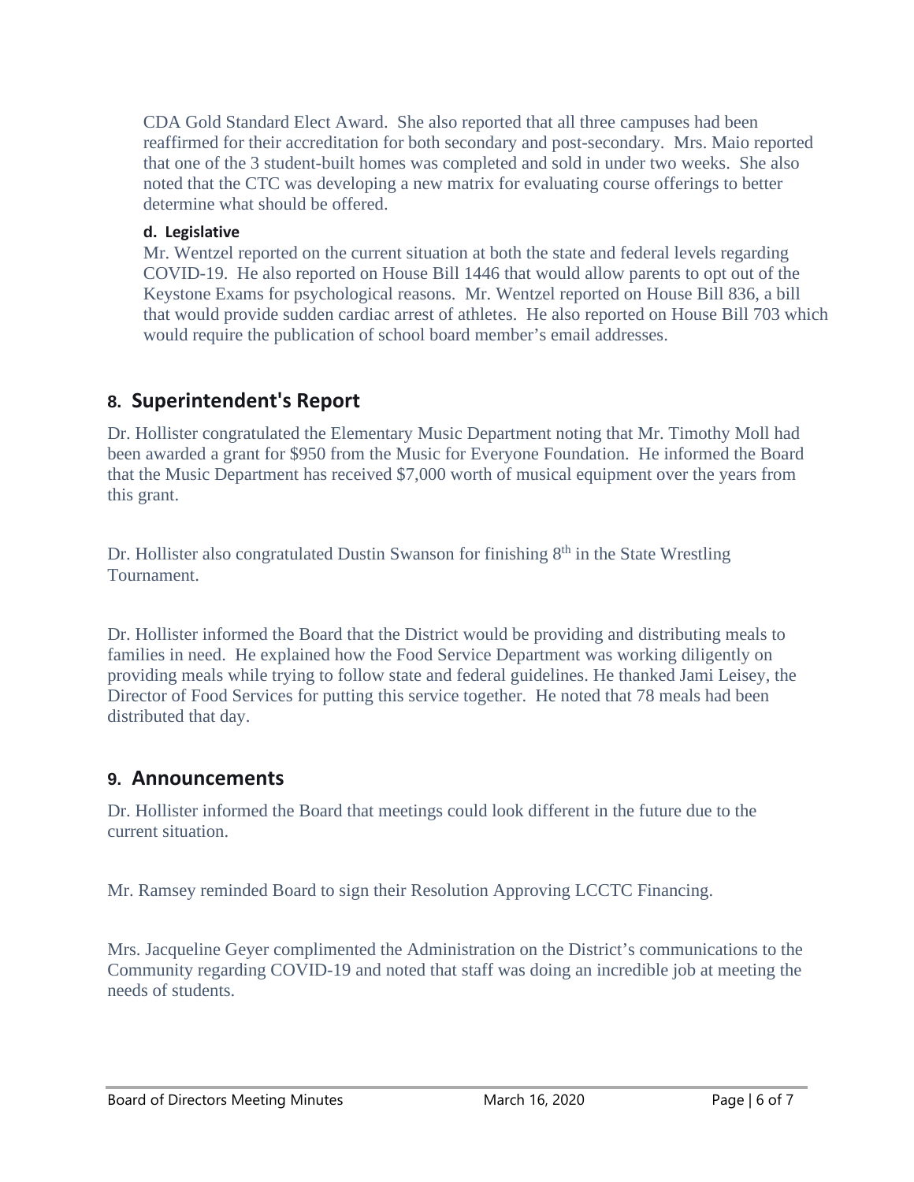CDA Gold Standard Elect Award. She also reported that all three campuses had been reaffirmed for their accreditation for both secondary and post-secondary. Mrs. Maio reported that one of the 3 student-built homes was completed and sold in under two weeks. She also noted that the CTC was developing a new matrix for evaluating course offerings to better determine what should be offered.

**d. Legislative**

Mr. Wentzel reported on the current situation at both the state and federal levels regarding COVID-19. He also reported on House Bill 1446 that would allow parents to opt out of the Keystone Exams for psychological reasons. Mr. Wentzel reported on House Bill 836, a bill that would provide sudden cardiac arrest of athletes. He also reported on House Bill 703 which would require the publication of school board member's email addresses.

## 8. Superintendent's Report

Dr. Hollister congratulated the Elementary Music Department noting that Mr. Timothy Moll had been awarded a grant for $950 from the Music for Everyone Foundation. He informed the Board that the Music Department has received $7,000 worth of musical equipment over the years from this grant.

Dr. Hollister also congratulated Dustin Swanson for finishing 8th in the State Wrestling Tournament.

Dr. Hollister informed the Board that the District would be providing and distributing meals to families in need. He explained how the Food Service Department was working diligently on providing meals while trying to follow state and federal guidelines. He thanked Jami Leisey, the Director of Food Services for putting this service together. He noted that 78 meals had been distributed that day.

## 9. Announcements

Dr. Hollister informed the Board that meetings could look different in the future due to the current situation.

Mr. Ramsey reminded Board to sign their Resolution Approving LCCTC Financing.

Mrs. Jacqueline Geyer complimented the Administration on the District's communications to the Community regarding COVID-19 and noted that staff was doing an incredible job at meeting the needs of students.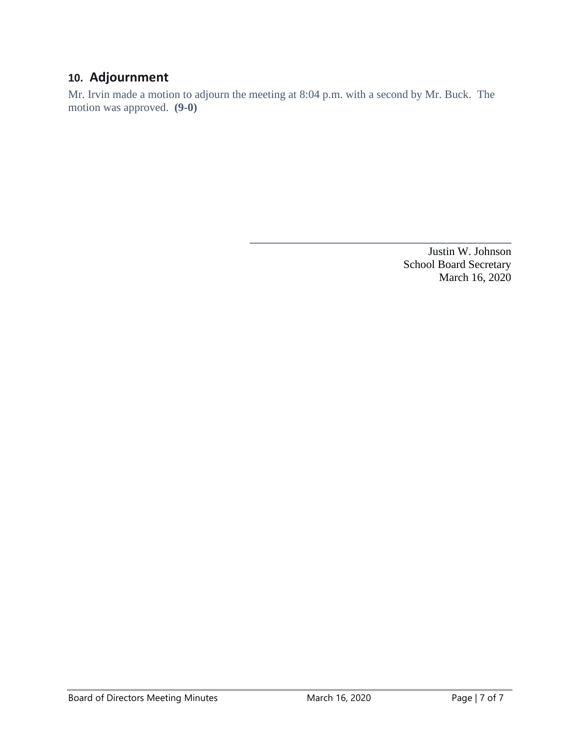## 10. Adjournment

Mr. Irvin made a motion to adjourn the meeting at 8:04 p.m. with a second by Mr. Buck. The motion was approved. **(9-0)**

\_\_\_\_\_\_\_\_\_\_\_\_\_\_\_\_\_\_\_\_\_\_\_\_\_\_\_\_\_\_\_\_\_\_\_\_\_\_\_\_\_\_\_\_

Justin W. Johnson
School Board Secretary
March 16, 2020